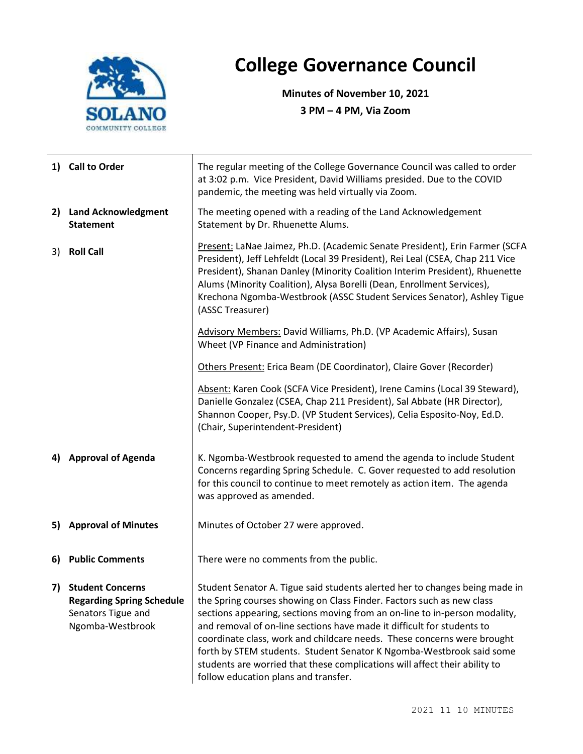# College Governance Council

**Minutes of November 10, 2021**

**3 PM – 4 PM, Via Zoom**

| | |
|---|---|
| **1) Call to Order** | The regular meeting of the College Governance Council was called to order at 3:02 p.m. Vice President, David Williams presided. Due to the COVID pandemic, the meeting was held virtually via Zoom. |
| **2) Land Acknowledgment Statement** | The meeting opened with a reading of the Land Acknowledgement Statement by Dr. Rhuenette Alums. |
| 3) **Roll Call** | Present: LaNae Jaimez, Ph.D. (Academic Senate President), Erin Farmer (SCFA President), Jeff Lehfeldt (Local 39 President), Rei Leal (CSEA, Chap 211 Vice President), Shanan Danley (Minority Coalition Interim President), Rhuenette Alums (Minority Coalition), Alysa Borelli (Dean, Enrollment Services), Krechona Ngomba-Westbrook (ASSC Student Services Senator), Ashley Tigue (ASSC Treasurer)<br><br>Advisory Members: David Williams, Ph.D. (VP Academic Affairs), Susan Wheet (VP Finance and Administration)<br><br>Others Present: Erica Beam (DE Coordinator), Claire Gover (Recorder)<br><br>Absent: Karen Cook (SCFA Vice President), Irene Camins (Local 39 Steward), Danielle Gonzalez (CSEA, Chap 211 President), Sal Abbate (HR Director), Shannon Cooper, Psy.D. (VP Student Services), Celia Esposito-Noy, Ed.D. (Chair, Superintendent-President) |
| **4) Approval of Agenda** | K. Ngomba-Westbrook requested to amend the agenda to include Student Concerns regarding Spring Schedule. C. Gover requested to add resolution for this council to continue to meet remotely as action item. The agenda was approved as amended. |
| **5) Approval of Minutes** | Minutes of October 27 were approved. |
| **6) Public Comments** | There were no comments from the public. |
| **7) Student Concerns Regarding Spring Schedule**<br>Senators Tigue and Ngomba-Westbrook | Student Senator A. Tigue said students alerted her to changes being made in the Spring courses showing on Class Finder. Factors such as new class sections appearing, sections moving from an on-line to in-person modality, and removal of on-line sections have made it difficult for students to coordinate class, work and childcare needs. These concerns were brought forth by STEM students. Student Senator K Ngomba-Westbrook said some students are worried that these complications will affect their ability to follow education plans and transfer. |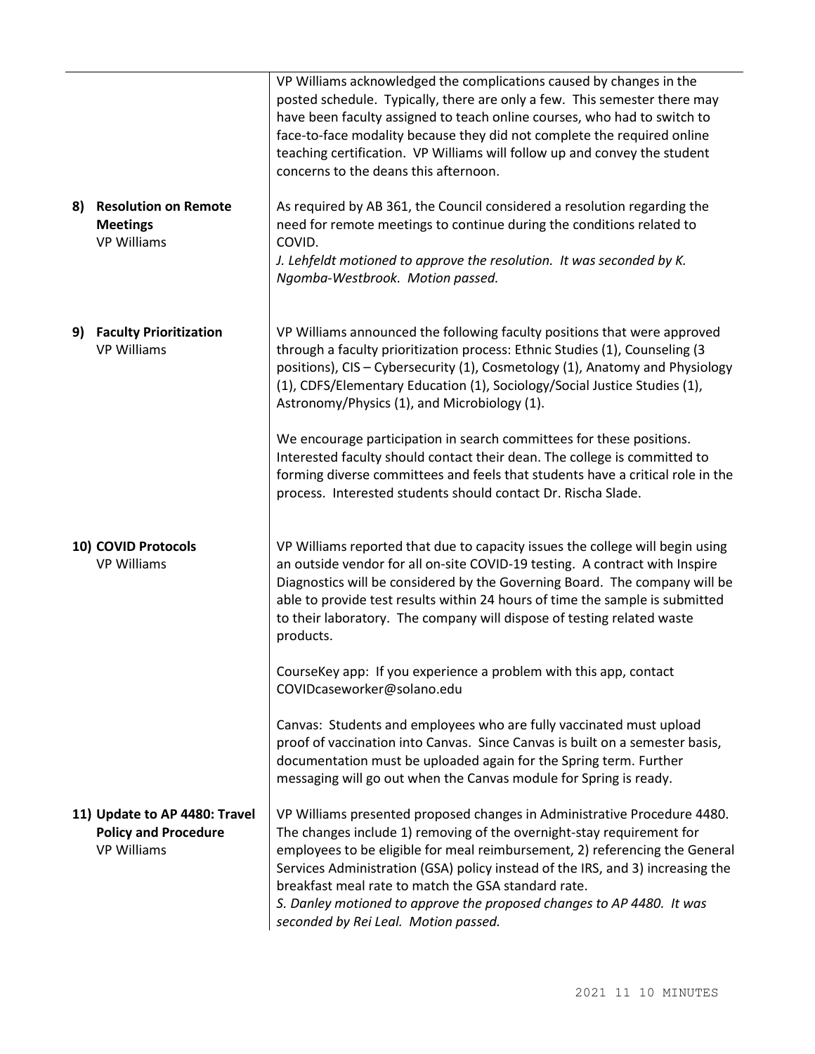| | |
|---|---|
| | VP Williams acknowledged the complications caused by changes in the posted schedule. Typically, there are only a few. This semester there may have been faculty assigned to teach online courses, who had to switch to face-to-face modality because they did not complete the required online teaching certification. VP Williams will follow up and convey the student concerns to the deans this afternoon. |
| **8) Resolution on Remote Meetings** VP Williams | As required by AB 361, the Council considered a resolution regarding the need for remote meetings to continue during the conditions related to COVID. *J. Lehfeldt motioned to approve the resolution. It was seconded by K. Ngomba-Westbrook. Motion passed.* |
| **9) Faculty Prioritization** VP Williams | VP Williams announced the following faculty positions that were approved through a faculty prioritization process: Ethnic Studies (1), Counseling (3 positions), CIS – Cybersecurity (1), Cosmetology (1), Anatomy and Physiology (1), CDFS/Elementary Education (1), Sociology/Social Justice Studies (1), Astronomy/Physics (1), and Microbiology (1). We encourage participation in search committees for these positions. Interested faculty should contact their dean. The college is committed to forming diverse committees and feels that students have a critical role in the process. Interested students should contact Dr. Rischa Slade. |
| **10) COVID Protocols** VP Williams | VP Williams reported that due to capacity issues the college will begin using an outside vendor for all on-site COVID-19 testing. A contract with Inspire Diagnostics will be considered by the Governing Board. The company will be able to provide test results within 24 hours of time the sample is submitted to their laboratory. The company will dispose of testing related waste products. CourseKey app: If you experience a problem with this app, contact COVIDcaseworker@solano.edu Canvas: Students and employees who are fully vaccinated must upload proof of vaccination into Canvas. Since Canvas is built on a semester basis, documentation must be uploaded again for the Spring term. Further messaging will go out when the Canvas module for Spring is ready. |
| **11) Update to AP 4480: Travel Policy and Procedure** VP Williams | VP Williams presented proposed changes in Administrative Procedure 4480. The changes include 1) removing of the overnight-stay requirement for employees to be eligible for meal reimbursement, 2) referencing the General Services Administration (GSA) policy instead of the IRS, and 3) increasing the breakfast meal rate to match the GSA standard rate. *S. Danley motioned to approve the proposed changes to AP 4480. It was seconded by Rei Leal. Motion passed.* |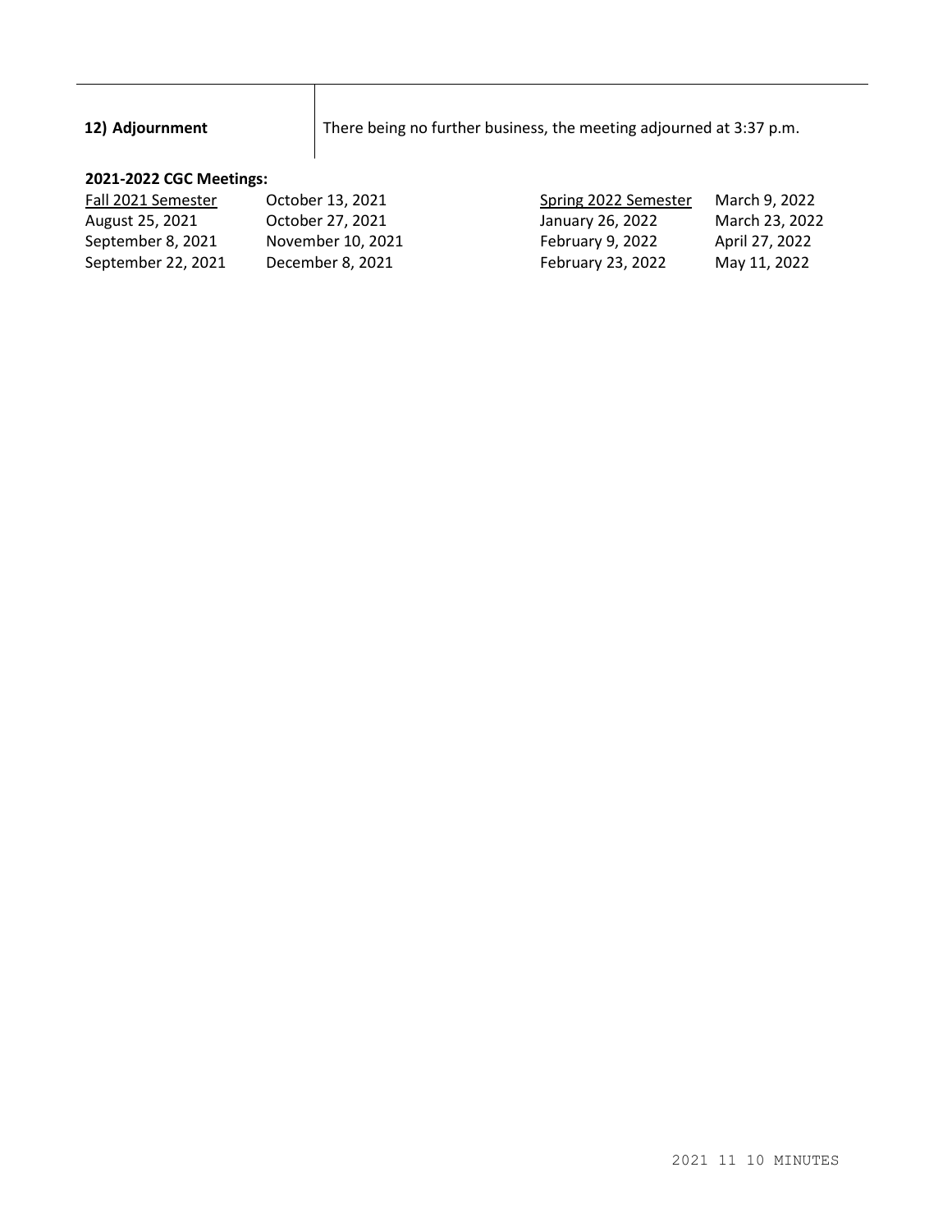| | |
|---|---|
| **12) Adjournment** | There being no further business, the meeting adjourned at 3:37 p.m. |

**2021-2022 CGC Meetings:**

| | | | |
|---|---|---|---|
| Fall 2021 Semester | October 13, 2021 | Spring 2022 Semester | March 9, 2022 |
| August 25, 2021 | October 27, 2021 | January 26, 2022 | March 23, 2022 |
| September 8, 2021 | November 10, 2021 | February 9, 2022 | April 27, 2022 |
| September 22, 2021 | December 8, 2021 | February 23, 2022 | May 11, 2022 |